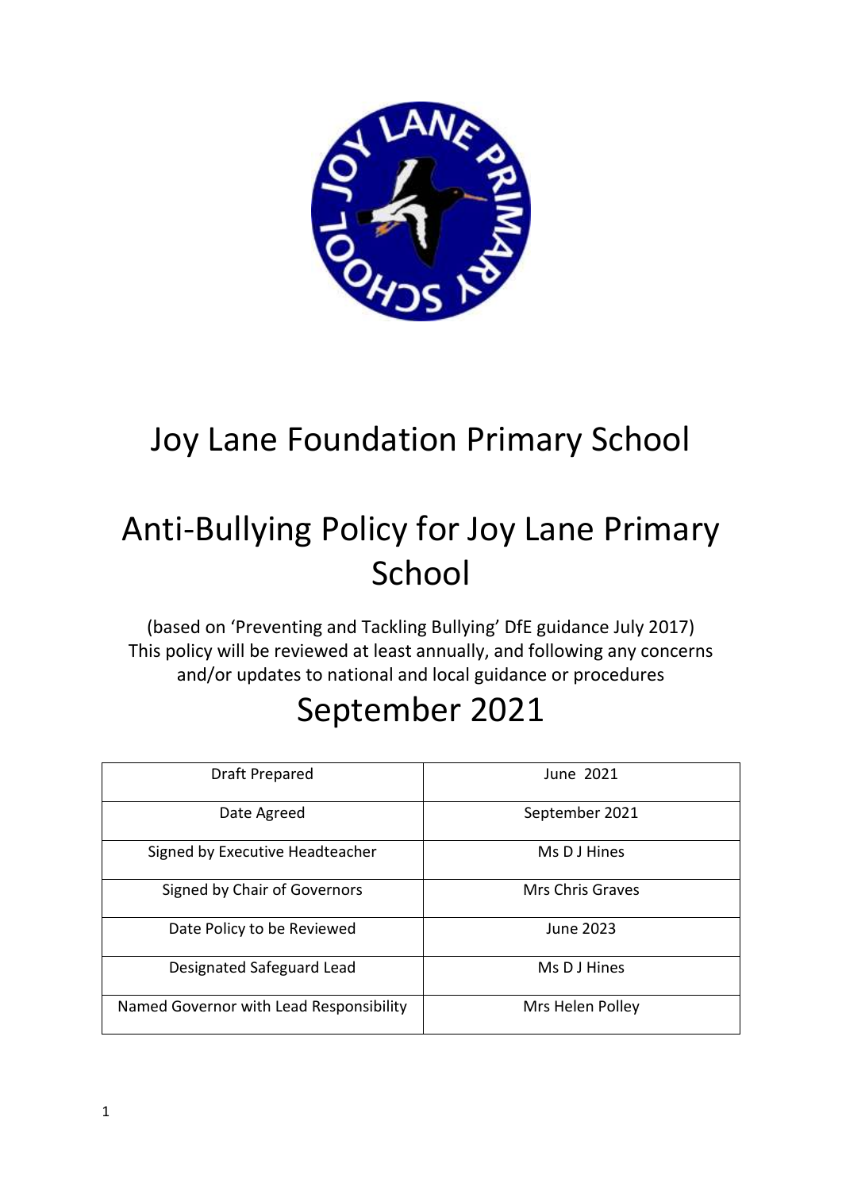# Joy Lane Foundation Primary School

# Anti-Bullying Policy for Joy Lane Primary School

(based on 'Preventing and Tackling Bullying' DfE guidance July 2017)
This policy will be reviewed at least annually, and following any concerns and/or updates to national and local guidance or procedures

## September 2021

| | |
|---|---|
| Draft Prepared | June 2021 |
| Date Agreed | September 2021 |
| Signed by Executive Headteacher | Ms D J Hines |
| Signed by Chair of Governors | Mrs Chris Graves |
| Date Policy to be Reviewed | June 2023 |
| Designated Safeguard Lead | Ms D J Hines |
| Named Governor with Lead Responsibility | Mrs Helen Polley |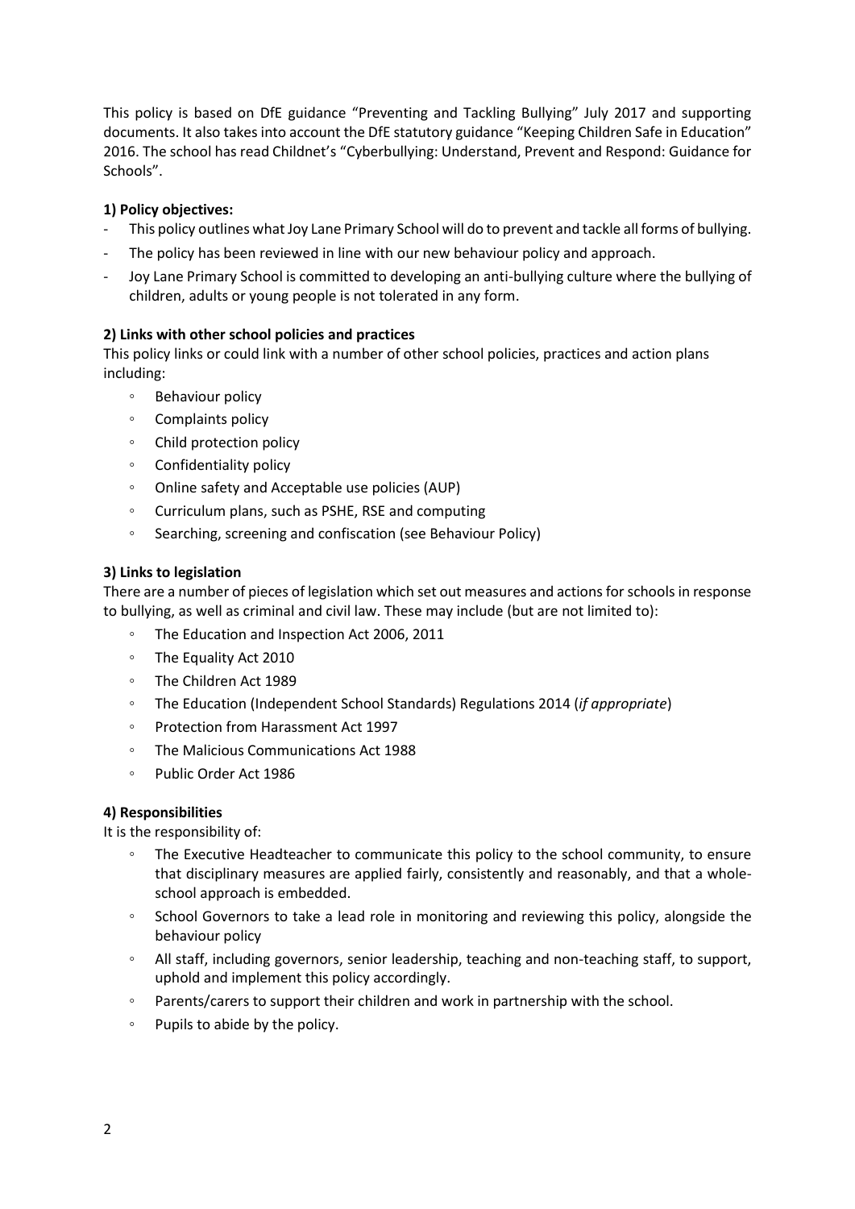This policy is based on DfE guidance "Preventing and Tackling Bullying" July 2017 and supporting documents. It also takes into account the DfE statutory guidance "Keeping Children Safe in Education" 2016. The school has read Childnet's "Cyberbullying: Understand, Prevent and Respond: Guidance for Schools".

**1) Policy objectives:**

- This policy outlines what Joy Lane Primary School will do to prevent and tackle all forms of bullying.
- The policy has been reviewed in line with our new behaviour policy and approach.
- Joy Lane Primary School is committed to developing an anti-bullying culture where the bullying of children, adults or young people is not tolerated in any form.

**2) Links with other school policies and practices**

This policy links or could link with a number of other school policies, practices and action plans including:

- Behaviour policy
- Complaints policy
- Child protection policy
- Confidentiality policy
- Online safety and Acceptable use policies (AUP)
- Curriculum plans, such as PSHE, RSE and computing
- Searching, screening and confiscation (see Behaviour Policy)

**3) Links to legislation**

There are a number of pieces of legislation which set out measures and actions for schools in response to bullying, as well as criminal and civil law. These may include (but are not limited to):

- The Education and Inspection Act 2006, 2011
- The Equality Act 2010
- The Children Act 1989
- The Education (Independent School Standards) Regulations 2014 (*if appropriate*)
- Protection from Harassment Act 1997
- The Malicious Communications Act 1988
- Public Order Act 1986

**4) Responsibilities**

It is the responsibility of:

- The Executive Headteacher to communicate this policy to the school community, to ensure that disciplinary measures are applied fairly, consistently and reasonably, and that a whole-school approach is embedded.
- School Governors to take a lead role in monitoring and reviewing this policy, alongside the behaviour policy
- All staff, including governors, senior leadership, teaching and non-teaching staff, to support, uphold and implement this policy accordingly.
- Parents/carers to support their children and work in partnership with the school.
- Pupils to abide by the policy.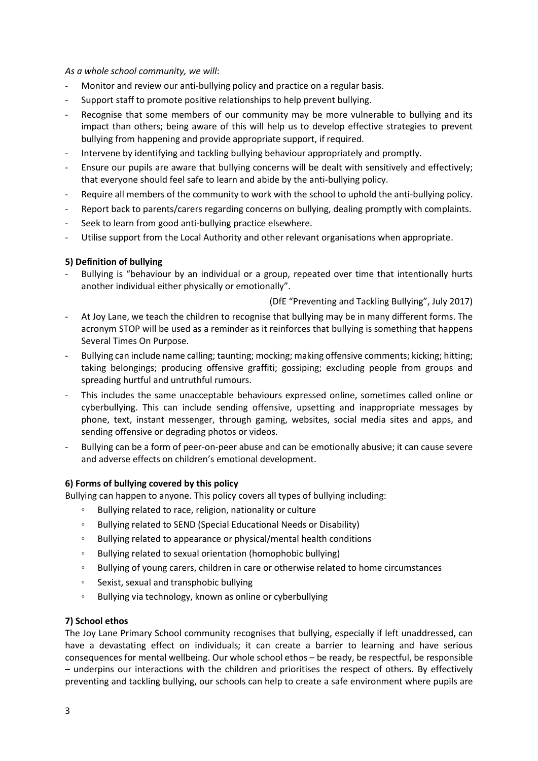*As a whole school community, we will*:

- Monitor and review our anti-bullying policy and practice on a regular basis.
- Support staff to promote positive relationships to help prevent bullying.
- Recognise that some members of our community may be more vulnerable to bullying and its impact than others; being aware of this will help us to develop effective strategies to prevent bullying from happening and provide appropriate support, if required.
- Intervene by identifying and tackling bullying behaviour appropriately and promptly.
- Ensure our pupils are aware that bullying concerns will be dealt with sensitively and effectively; that everyone should feel safe to learn and abide by the anti-bullying policy.
- Require all members of the community to work with the school to uphold the anti-bullying policy.
- Report back to parents/carers regarding concerns on bullying, dealing promptly with complaints.
- Seek to learn from good anti-bullying practice elsewhere.
- Utilise support from the Local Authority and other relevant organisations when appropriate.

**5) Definition of bullying**

- Bullying is "behaviour by an individual or a group, repeated over time that intentionally hurts another individual either physically or emotionally".

  (DfE "Preventing and Tackling Bullying", July 2017)
- At Joy Lane, we teach the children to recognise that bullying may be in many different forms. The acronym STOP will be used as a reminder as it reinforces that bullying is something that happens Several Times On Purpose.
- Bullying can include name calling; taunting; mocking; making offensive comments; kicking; hitting; taking belongings; producing offensive graffiti; gossiping; excluding people from groups and spreading hurtful and untruthful rumours.
- This includes the same unacceptable behaviours expressed online, sometimes called online or cyberbullying. This can include sending offensive, upsetting and inappropriate messages by phone, text, instant messenger, through gaming, websites, social media sites and apps, and sending offensive or degrading photos or videos.
- Bullying can be a form of peer-on-peer abuse and can be emotionally abusive; it can cause severe and adverse effects on children's emotional development.

**6) Forms of bullying covered by this policy**

Bullying can happen to anyone. This policy covers all types of bullying including:

- Bullying related to race, religion, nationality or culture
- Bullying related to SEND (Special Educational Needs or Disability)
- Bullying related to appearance or physical/mental health conditions
- Bullying related to sexual orientation (homophobic bullying)
- Bullying of young carers, children in care or otherwise related to home circumstances
- Sexist, sexual and transphobic bullying
- Bullying via technology, known as online or cyberbullying

**7) School ethos**

The Joy Lane Primary School community recognises that bullying, especially if left unaddressed, can have a devastating effect on individuals; it can create a barrier to learning and have serious consequences for mental wellbeing. Our whole school ethos – be ready, be respectful, be responsible – underpins our interactions with the children and prioritises the respect of others. By effectively preventing and tackling bullying, our schools can help to create a safe environment where pupils are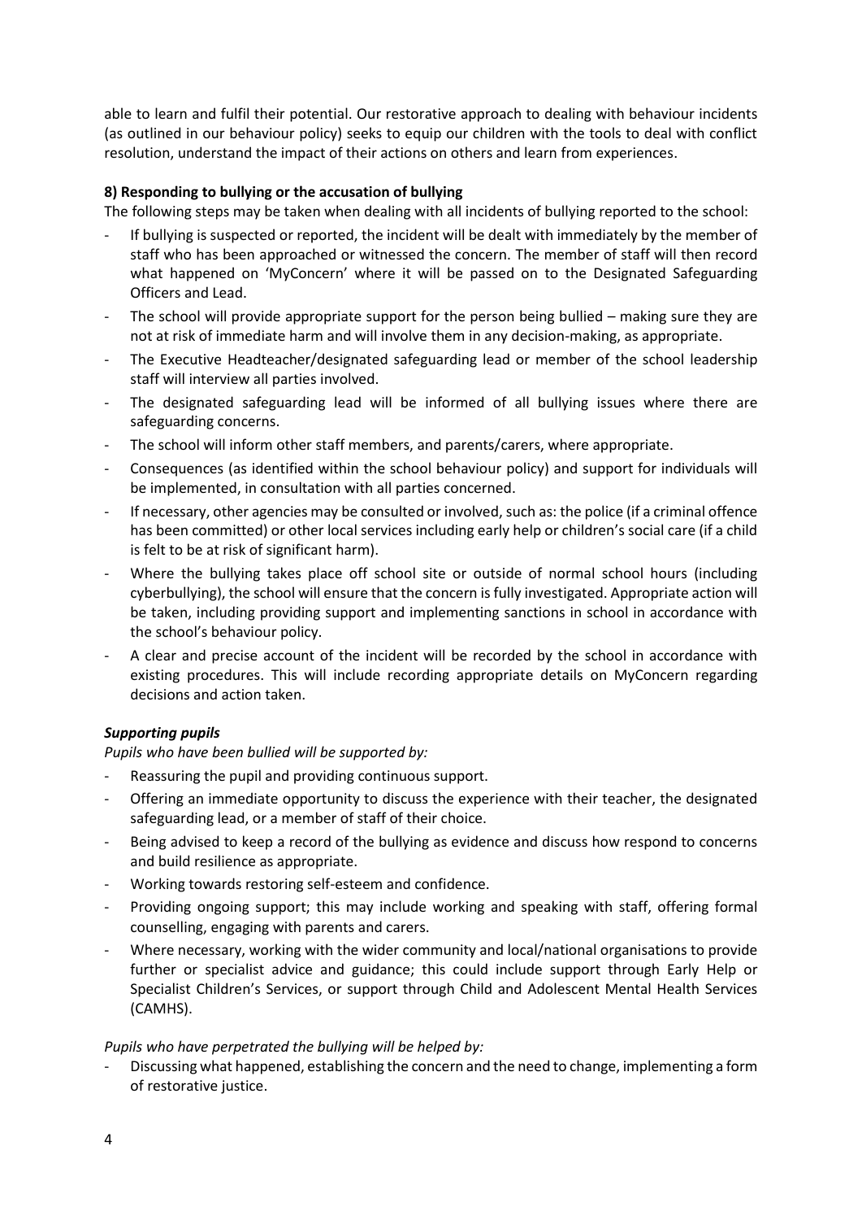able to learn and fulfil their potential. Our restorative approach to dealing with behaviour incidents (as outlined in our behaviour policy) seeks to equip our children with the tools to deal with conflict resolution, understand the impact of their actions on others and learn from experiences.

**8) Responding to bullying or the accusation of bullying**

The following steps may be taken when dealing with all incidents of bullying reported to the school:

- If bullying is suspected or reported, the incident will be dealt with immediately by the member of staff who has been approached or witnessed the concern. The member of staff will then record what happened on 'MyConcern' where it will be passed on to the Designated Safeguarding Officers and Lead.
- The school will provide appropriate support for the person being bullied – making sure they are not at risk of immediate harm and will involve them in any decision-making, as appropriate.
- The Executive Headteacher/designated safeguarding lead or member of the school leadership staff will interview all parties involved.
- The designated safeguarding lead will be informed of all bullying issues where there are safeguarding concerns.
- The school will inform other staff members, and parents/carers, where appropriate.
- Consequences (as identified within the school behaviour policy) and support for individuals will be implemented, in consultation with all parties concerned.
- If necessary, other agencies may be consulted or involved, such as: the police (if a criminal offence has been committed) or other local services including early help or children's social care (if a child is felt to be at risk of significant harm).
- Where the bullying takes place off school site or outside of normal school hours (including cyberbullying), the school will ensure that the concern is fully investigated. Appropriate action will be taken, including providing support and implementing sanctions in school in accordance with the school's behaviour policy.
- A clear and precise account of the incident will be recorded by the school in accordance with existing procedures. This will include recording appropriate details on MyConcern regarding decisions and action taken.

***Supporting pupils***

*Pupils who have been bullied will be supported by:*

- Reassuring the pupil and providing continuous support.
- Offering an immediate opportunity to discuss the experience with their teacher, the designated safeguarding lead, or a member of staff of their choice.
- Being advised to keep a record of the bullying as evidence and discuss how respond to concerns and build resilience as appropriate.
- Working towards restoring self-esteem and confidence.
- Providing ongoing support; this may include working and speaking with staff, offering formal counselling, engaging with parents and carers.
- Where necessary, working with the wider community and local/national organisations to provide further or specialist advice and guidance; this could include support through Early Help or Specialist Children's Services, or support through Child and Adolescent Mental Health Services (CAMHS).

*Pupils who have perpetrated the bullying will be helped by:*

- Discussing what happened, establishing the concern and the need to change, implementing a form of restorative justice.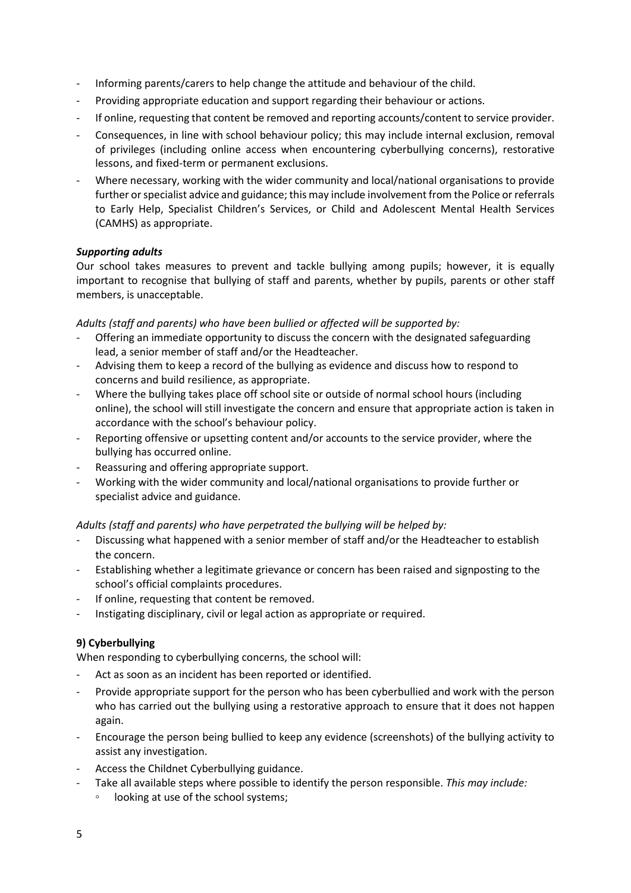- Informing parents/carers to help change the attitude and behaviour of the child.
- Providing appropriate education and support regarding their behaviour or actions.
- If online, requesting that content be removed and reporting accounts/content to service provider.
- Consequences, in line with school behaviour policy; this may include internal exclusion, removal of privileges (including online access when encountering cyberbullying concerns), restorative lessons, and fixed-term or permanent exclusions.
- Where necessary, working with the wider community and local/national organisations to provide further or specialist advice and guidance; this may include involvement from the Police or referrals to Early Help, Specialist Children's Services, or Child and Adolescent Mental Health Services (CAMHS) as appropriate.

***Supporting adults***

Our school takes measures to prevent and tackle bullying among pupils; however, it is equally important to recognise that bullying of staff and parents, whether by pupils, parents or other staff members, is unacceptable.

*Adults (staff and parents) who have been bullied or affected will be supported by:*

- Offering an immediate opportunity to discuss the concern with the designated safeguarding lead, a senior member of staff and/or the Headteacher.
- Advising them to keep a record of the bullying as evidence and discuss how to respond to concerns and build resilience, as appropriate.
- Where the bullying takes place off school site or outside of normal school hours (including online), the school will still investigate the concern and ensure that appropriate action is taken in accordance with the school's behaviour policy.
- Reporting offensive or upsetting content and/or accounts to the service provider, where the bullying has occurred online.
- Reassuring and offering appropriate support.
- Working with the wider community and local/national organisations to provide further or specialist advice and guidance.

*Adults (staff and parents) who have perpetrated the bullying will be helped by:*

- Discussing what happened with a senior member of staff and/or the Headteacher to establish the concern.
- Establishing whether a legitimate grievance or concern has been raised and signposting to the school's official complaints procedures.
- If online, requesting that content be removed.
- Instigating disciplinary, civil or legal action as appropriate or required.

**9) Cyberbullying**

When responding to cyberbullying concerns, the school will:

- Act as soon as an incident has been reported or identified.
- Provide appropriate support for the person who has been cyberbullied and work with the person who has carried out the bullying using a restorative approach to ensure that it does not happen again.
- Encourage the person being bullied to keep any evidence (screenshots) of the bullying activity to assist any investigation.
- Access the Childnet Cyberbullying guidance.
- Take all available steps where possible to identify the person responsible. *This may include:*
  - looking at use of the school systems;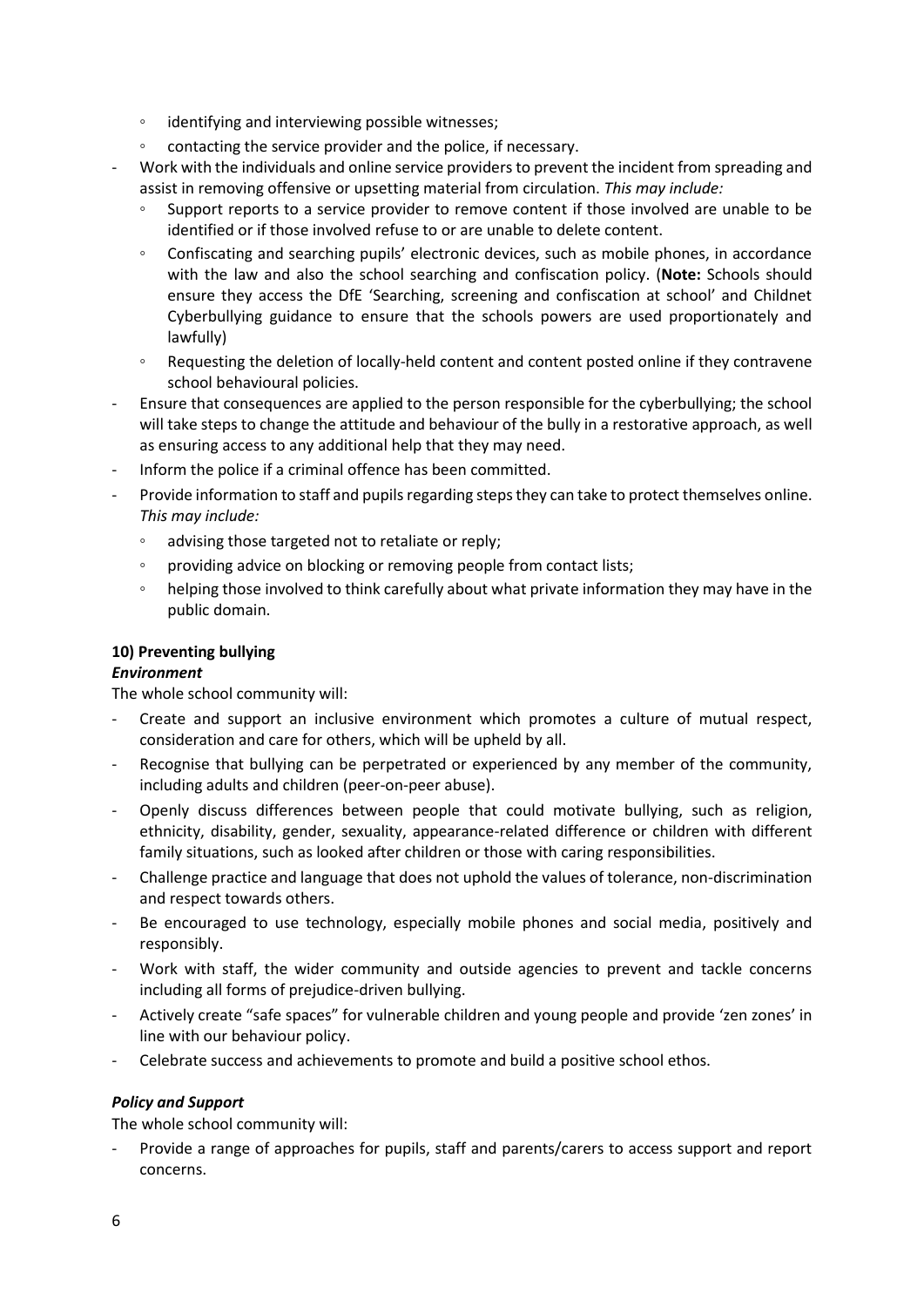- identifying and interviewing possible witnesses;
  - contacting the service provider and the police, if necessary.
- Work with the individuals and online service providers to prevent the incident from spreading and assist in removing offensive or upsetting material from circulation. *This may include:*
  - Support reports to a service provider to remove content if those involved are unable to be identified or if those involved refuse to or are unable to delete content.
  - Confiscating and searching pupils' electronic devices, such as mobile phones, in accordance with the law and also the school searching and confiscation policy. (**Note:** Schools should ensure they access the DfE 'Searching, screening and confiscation at school' and Childnet Cyberbullying guidance to ensure that the schools powers are used proportionately and lawfully)
  - Requesting the deletion of locally-held content and content posted online if they contravene school behavioural policies.
- Ensure that consequences are applied to the person responsible for the cyberbullying; the school will take steps to change the attitude and behaviour of the bully in a restorative approach, as well as ensuring access to any additional help that they may need.
- Inform the police if a criminal offence has been committed.
- Provide information to staff and pupils regarding steps they can take to protect themselves online. *This may include:*
  - advising those targeted not to retaliate or reply;
  - providing advice on blocking or removing people from contact lists;
  - helping those involved to think carefully about what private information they may have in the public domain.

**10) Preventing bullying**

***Environment***

The whole school community will:

- Create and support an inclusive environment which promotes a culture of mutual respect, consideration and care for others, which will be upheld by all.
- Recognise that bullying can be perpetrated or experienced by any member of the community, including adults and children (peer-on-peer abuse).
- Openly discuss differences between people that could motivate bullying, such as religion, ethnicity, disability, gender, sexuality, appearance-related difference or children with different family situations, such as looked after children or those with caring responsibilities.
- Challenge practice and language that does not uphold the values of tolerance, non-discrimination and respect towards others.
- Be encouraged to use technology, especially mobile phones and social media, positively and responsibly.
- Work with staff, the wider community and outside agencies to prevent and tackle concerns including all forms of prejudice-driven bullying.
- Actively create "safe spaces" for vulnerable children and young people and provide 'zen zones' in line with our behaviour policy.
- Celebrate success and achievements to promote and build a positive school ethos.

***Policy and Support***

The whole school community will:

- Provide a range of approaches for pupils, staff and parents/carers to access support and report concerns.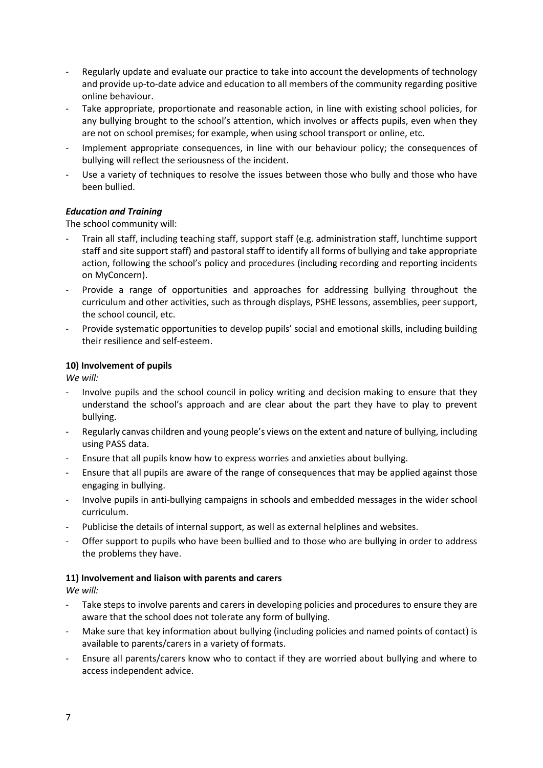- Regularly update and evaluate our practice to take into account the developments of technology and provide up-to-date advice and education to all members of the community regarding positive online behaviour.
- Take appropriate, proportionate and reasonable action, in line with existing school policies, for any bullying brought to the school's attention, which involves or affects pupils, even when they are not on school premises; for example, when using school transport or online, etc.
- Implement appropriate consequences, in line with our behaviour policy; the consequences of bullying will reflect the seriousness of the incident.
- Use a variety of techniques to resolve the issues between those who bully and those who have been bullied.

***Education and Training***

The school community will:

- Train all staff, including teaching staff, support staff (e.g. administration staff, lunchtime support staff and site support staff) and pastoral staff to identify all forms of bullying and take appropriate action, following the school's policy and procedures (including recording and reporting incidents on MyConcern).
- Provide a range of opportunities and approaches for addressing bullying throughout the curriculum and other activities, such as through displays, PSHE lessons, assemblies, peer support, the school council, etc.
- Provide systematic opportunities to develop pupils' social and emotional skills, including building their resilience and self-esteem.

**10) Involvement of pupils**

*We will:*

- Involve pupils and the school council in policy writing and decision making to ensure that they understand the school's approach and are clear about the part they have to play to prevent bullying.
- Regularly canvas children and young people's views on the extent and nature of bullying, including using PASS data.
- Ensure that all pupils know how to express worries and anxieties about bullying.
- Ensure that all pupils are aware of the range of consequences that may be applied against those engaging in bullying.
- Involve pupils in anti-bullying campaigns in schools and embedded messages in the wider school curriculum.
- Publicise the details of internal support, as well as external helplines and websites.
- Offer support to pupils who have been bullied and to those who are bullying in order to address the problems they have.

**11) Involvement and liaison with parents and carers**

*We will:*

- Take steps to involve parents and carers in developing policies and procedures to ensure they are aware that the school does not tolerate any form of bullying.
- Make sure that key information about bullying (including policies and named points of contact) is available to parents/carers in a variety of formats.
- Ensure all parents/carers know who to contact if they are worried about bullying and where to access independent advice.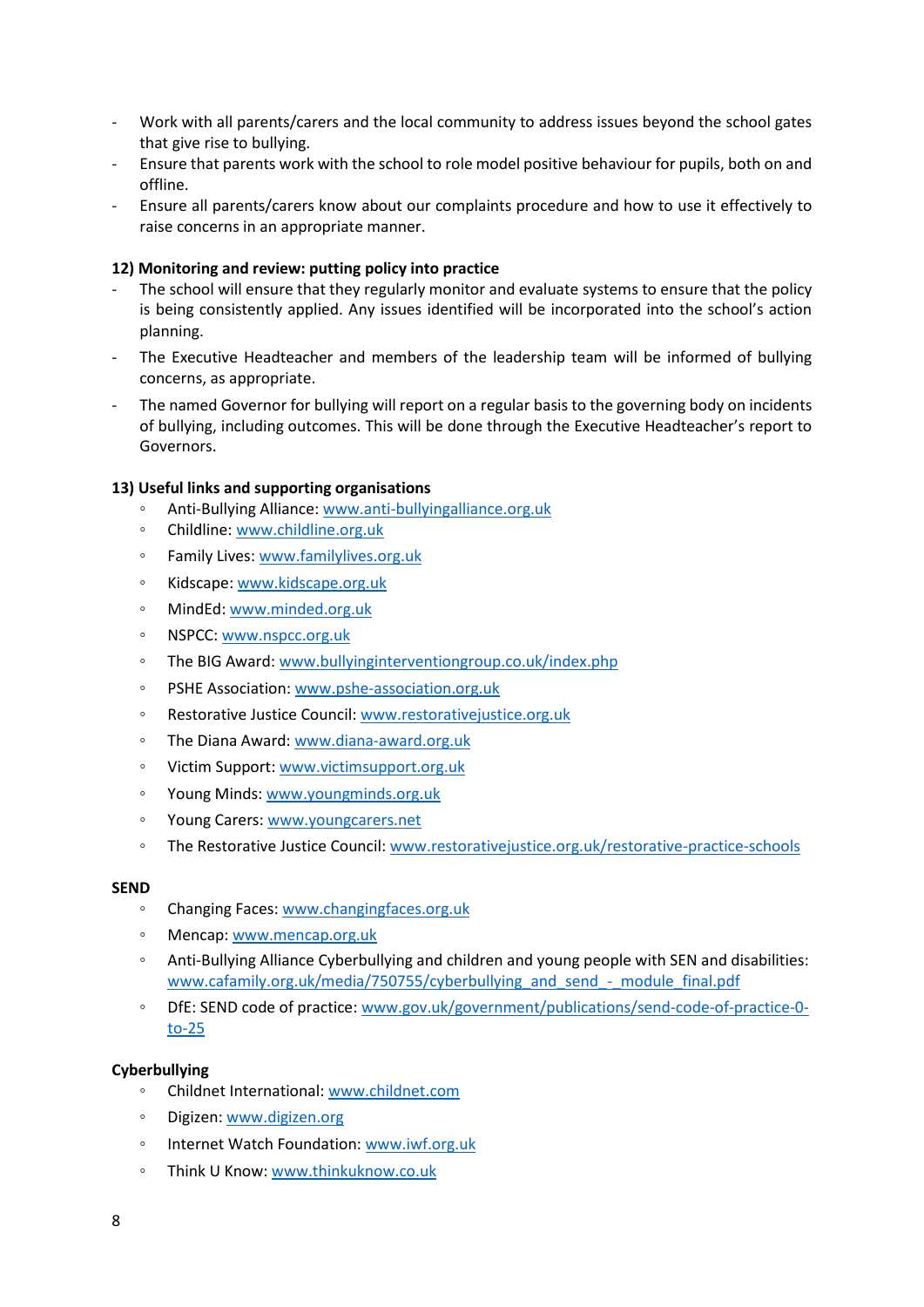- Work with all parents/carers and the local community to address issues beyond the school gates that give rise to bullying.
- Ensure that parents work with the school to role model positive behaviour for pupils, both on and offline.
- Ensure all parents/carers know about our complaints procedure and how to use it effectively to raise concerns in an appropriate manner.

**12) Monitoring and review: putting policy into practice**

- The school will ensure that they regularly monitor and evaluate systems to ensure that the policy is being consistently applied. Any issues identified will be incorporated into the school's action planning.
- The Executive Headteacher and members of the leadership team will be informed of bullying concerns, as appropriate.
- The named Governor for bullying will report on a regular basis to the governing body on incidents of bullying, including outcomes. This will be done through the Executive Headteacher's report to Governors.

**13) Useful links and supporting organisations**

- Anti-Bullying Alliance: www.anti-bullyingalliance.org.uk
- Childline: www.childline.org.uk
- Family Lives: www.familylives.org.uk
- Kidscape: www.kidscape.org.uk
- MindEd: www.minded.org.uk
- NSPCC: www.nspcc.org.uk
- The BIG Award: www.bullyinginterventiongroup.co.uk/index.php
- PSHE Association: www.pshe-association.org.uk
- Restorative Justice Council: www.restorativejustice.org.uk
- The Diana Award: www.diana-award.org.uk
- Victim Support: www.victimsupport.org.uk
- Young Minds: www.youngminds.org.uk
- Young Carers: www.youngcarers.net
- The Restorative Justice Council: www.restorativejustice.org.uk/restorative-practice-schools

**SEND**

- Changing Faces: www.changingfaces.org.uk
- Mencap: www.mencap.org.uk
- Anti-Bullying Alliance Cyberbullying and children and young people with SEN and disabilities: www.cafamily.org.uk/media/750755/cyberbullying_and_send_-_module_final.pdf
- DfE: SEND code of practice: www.gov.uk/government/publications/send-code-of-practice-0-to-25

**Cyberbullying**

- Childnet International: www.childnet.com
- Digizen: www.digizen.org
- Internet Watch Foundation: www.iwf.org.uk
- Think U Know: www.thinkuknow.co.uk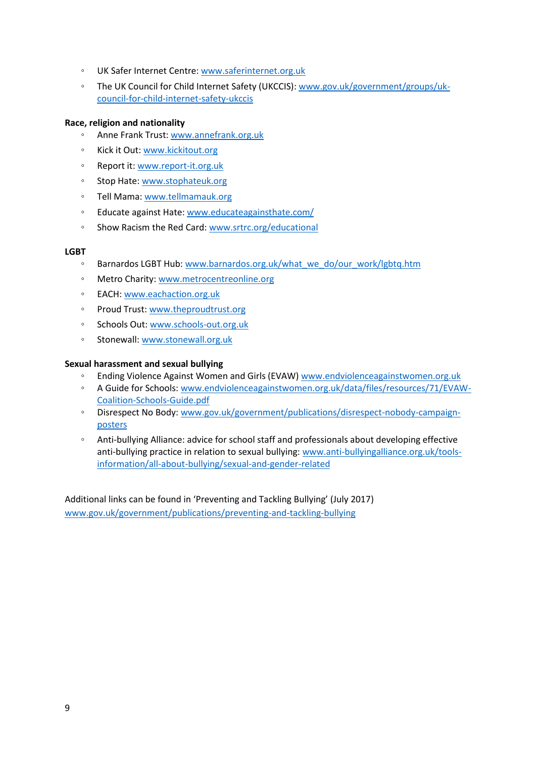- UK Safer Internet Centre: www.saferinternet.org.uk
- The UK Council for Child Internet Safety (UKCCIS): www.gov.uk/government/groups/uk-council-for-child-internet-safety-ukccis

**Race, religion and nationality**

- Anne Frank Trust: www.annefrank.org.uk
- Kick it Out: www.kickitout.org
- Report it: www.report-it.org.uk
- Stop Hate: www.stophateuk.org
- Tell Mama: www.tellmamauk.org
- Educate against Hate: www.educateagainsthate.com/
- Show Racism the Red Card: www.srtrc.org/educational

**LGBT**

- Barnardos LGBT Hub: www.barnardos.org.uk/what_we_do/our_work/lgbtq.htm
- Metro Charity: www.metrocentreonline.org
- EACH: www.eachaction.org.uk
- Proud Trust: www.theproudtrust.org
- Schools Out: www.schools-out.org.uk
- Stonewall: www.stonewall.org.uk

**Sexual harassment and sexual bullying**

- Ending Violence Against Women and Girls (EVAW) www.endviolenceagainstwomen.org.uk
- A Guide for Schools: www.endviolenceagainstwomen.org.uk/data/files/resources/71/EVAW-Coalition-Schools-Guide.pdf
- Disrespect No Body: www.gov.uk/government/publications/disrespect-nobody-campaign-posters
- Anti-bullying Alliance: advice for school staff and professionals about developing effective anti-bullying practice in relation to sexual bullying: www.anti-bullyingalliance.org.uk/tools-information/all-about-bullying/sexual-and-gender-related

Additional links can be found in 'Preventing and Tackling Bullying' (July 2017) www.gov.uk/government/publications/preventing-and-tackling-bullying